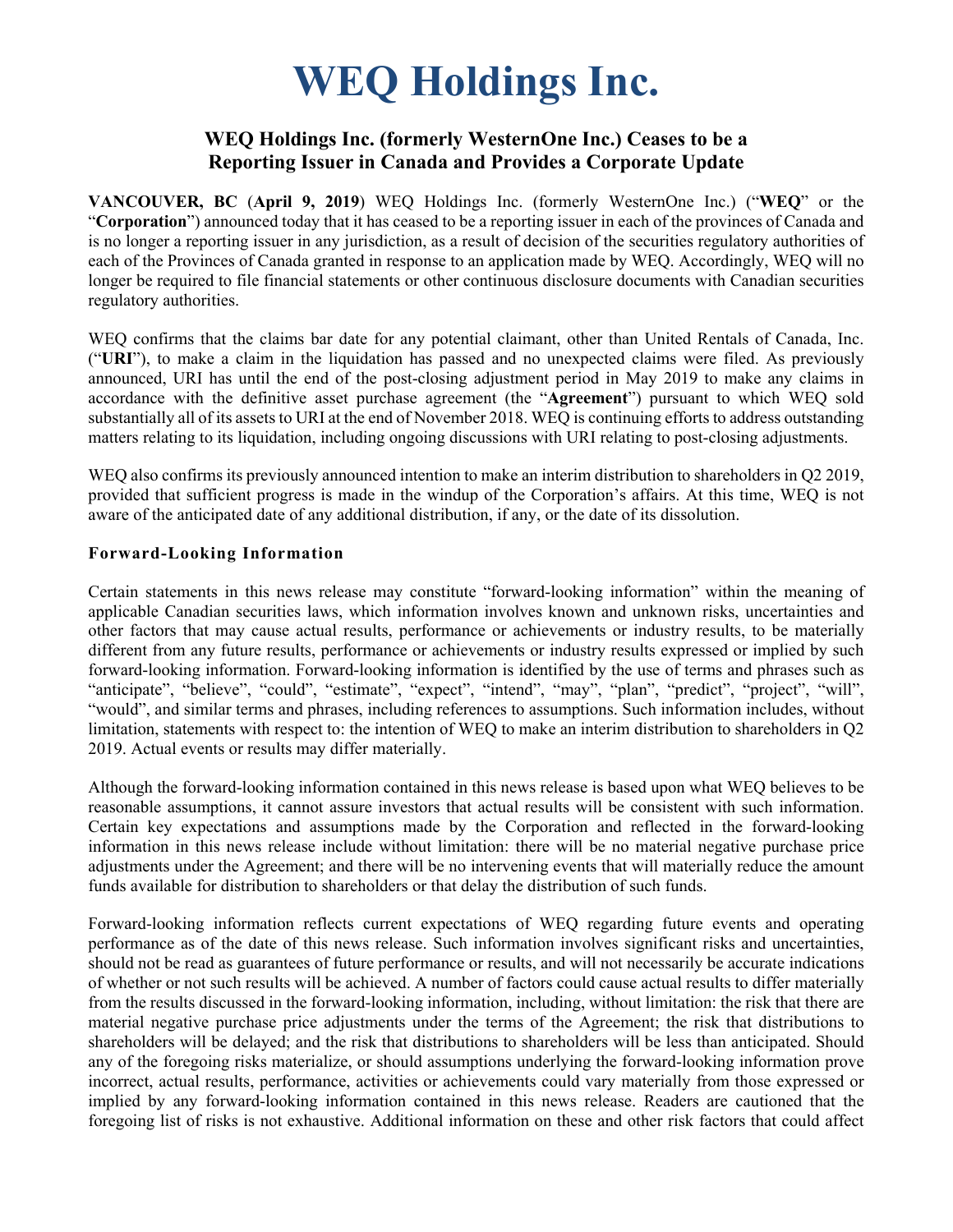# WEQ Holdings Inc.

## WEQ Holdings Inc. (formerly WesternOne Inc.) Ceases to be a Reporting Issuer in Canada and Provides a Corporate Update

**VANCOUVER, BC** (**April 9, 2019**) WEQ Holdings Inc. (formerly WesternOne Inc.) ("**WEQ**" or the "**Corporation**") announced today that it has ceased to be a reporting issuer in each of the provinces of Canada and is no longer a reporting issuer in any jurisdiction, as a result of decision of the securities regulatory authorities of each of the Provinces of Canada granted in response to an application made by WEQ. Accordingly, WEQ will no longer be required to file financial statements or other continuous disclosure documents with Canadian securities regulatory authorities.

WEQ confirms that the claims bar date for any potential claimant, other than United Rentals of Canada, Inc. ("**URI**"), to make a claim in the liquidation has passed and no unexpected claims were filed. As previously announced, URI has until the end of the post-closing adjustment period in May 2019 to make any claims in accordance with the definitive asset purchase agreement (the "**Agreement**") pursuant to which WEQ sold substantially all of its assets to URI at the end of November 2018. WEQ is continuing efforts to address outstanding matters relating to its liquidation, including ongoing discussions with URI relating to post-closing adjustments.

WEQ also confirms its previously announced intention to make an interim distribution to shareholders in Q2 2019, provided that sufficient progress is made in the windup of the Corporation's affairs. At this time, WEQ is not aware of the anticipated date of any additional distribution, if any, or the date of its dissolution.

### Forward-Looking Information

Certain statements in this news release may constitute "forward-looking information" within the meaning of applicable Canadian securities laws, which information involves known and unknown risks, uncertainties and other factors that may cause actual results, performance or achievements or industry results, to be materially different from any future results, performance or achievements or industry results expressed or implied by such forward-looking information. Forward-looking information is identified by the use of terms and phrases such as "anticipate", "believe", "could", "estimate", "expect", "intend", "may", "plan", "predict", "project", "will", "would", and similar terms and phrases, including references to assumptions. Such information includes, without limitation, statements with respect to: the intention of WEQ to make an interim distribution to shareholders in Q2 2019. Actual events or results may differ materially.

Although the forward-looking information contained in this news release is based upon what WEQ believes to be reasonable assumptions, it cannot assure investors that actual results will be consistent with such information. Certain key expectations and assumptions made by the Corporation and reflected in the forward-looking information in this news release include without limitation: there will be no material negative purchase price adjustments under the Agreement; and there will be no intervening events that will materially reduce the amount funds available for distribution to shareholders or that delay the distribution of such funds.

Forward-looking information reflects current expectations of WEQ regarding future events and operating performance as of the date of this news release. Such information involves significant risks and uncertainties, should not be read as guarantees of future performance or results, and will not necessarily be accurate indications of whether or not such results will be achieved. A number of factors could cause actual results to differ materially from the results discussed in the forward-looking information, including, without limitation: the risk that there are material negative purchase price adjustments under the terms of the Agreement; the risk that distributions to shareholders will be delayed; and the risk that distributions to shareholders will be less than anticipated. Should any of the foregoing risks materialize, or should assumptions underlying the forward-looking information prove incorrect, actual results, performance, activities or achievements could vary materially from those expressed or implied by any forward-looking information contained in this news release. Readers are cautioned that the foregoing list of risks is not exhaustive. Additional information on these and other risk factors that could affect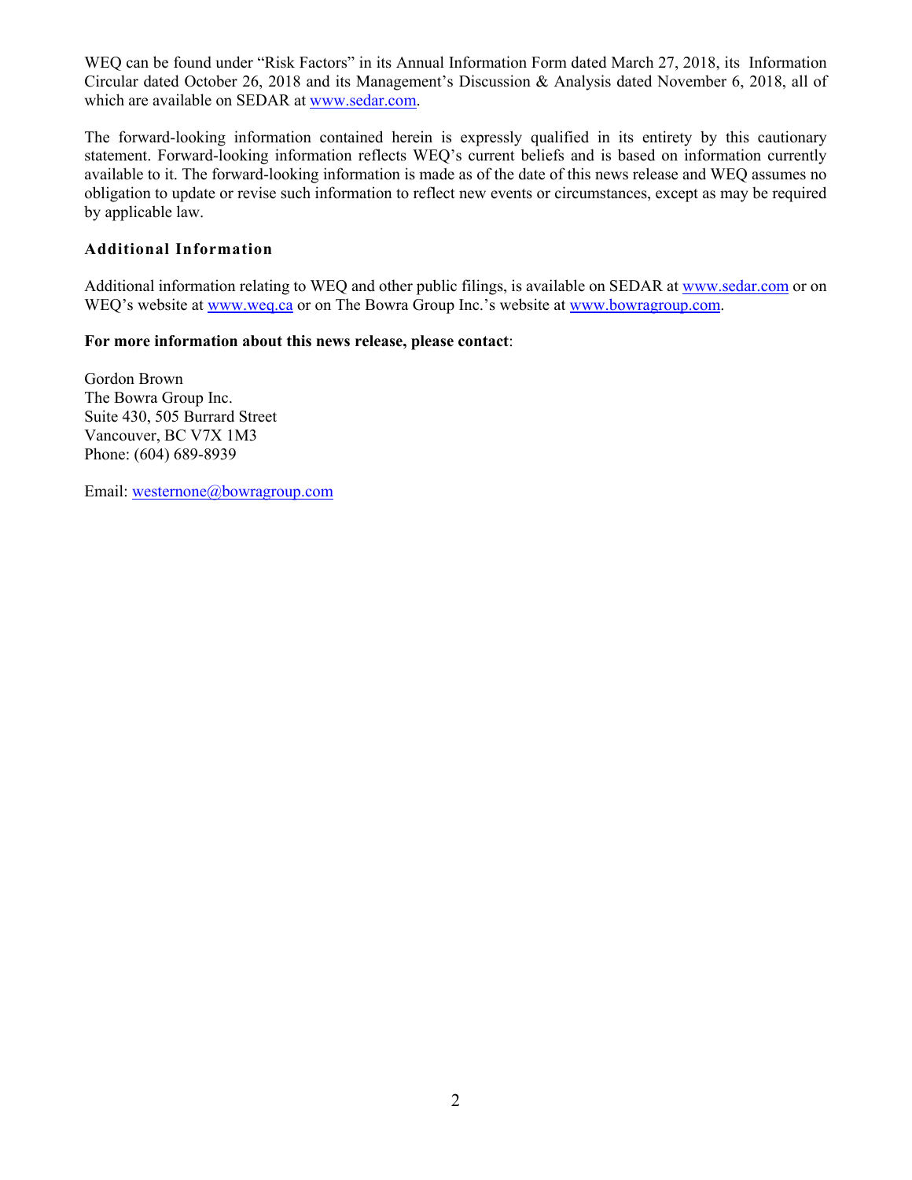WEQ can be found under "Risk Factors" in its Annual Information Form dated March 27, 2018, its Information Circular dated October 26, 2018 and its Management's Discussion & Analysis dated November 6, 2018, all of which are available on SEDAR at www.sedar.com.

The forward-looking information contained herein is expressly qualified in its entirety by this cautionary statement. Forward-looking information reflects WEQ's current beliefs and is based on information currently available to it. The forward-looking information is made as of the date of this news release and WEQ assumes no obligation to update or revise such information to reflect new events or circumstances, except as may be required by applicable law.

### Additional Information

Additional information relating to WEQ and other public filings, is available on SEDAR at www.sedar.com or on WEQ's website at www.weq.ca or on The Bowra Group Inc.'s website at www.bowragroup.com.

**For more information about this news release, please contact**:

Gordon Brown
The Bowra Group Inc.
Suite 430, 505 Burrard Street
Vancouver, BC V7X 1M3
Phone: (604) 689-8939

Email: westernone@bowragroup.com